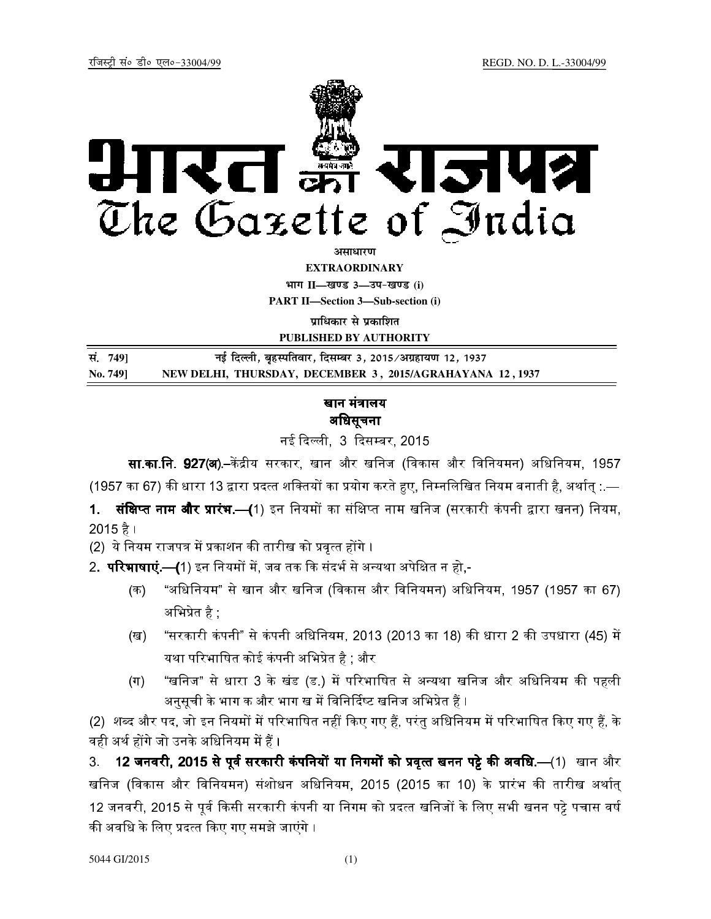रजिस्ट्री सं० डी० एल०-33004/99 REGD. NO. D. L.-33004/99

# भारत का राजपत्र
# The Gazette of India

असाधारण

**EXTRAORDINARY**

भाग II—खण्ड 3—उप-खण्ड (i)

**PART II—Section 3—Sub-section (i)**

प्राधिकार से प्रकाशित

**PUBLISHED BY AUTHORITY**

| | |
|---|---|
| सं. 749] | नई दिल्ली, बृहस्पतिवार, दिसम्बर 3, 2015/अग्रहायण 12, 1937 |
| **No. 749]** | **NEW DELHI, THURSDAY, DECEMBER 3, 2015/AGRAHAYANA 12, 1937** |

## खान मंत्रालय
## अधिसूचना

नई दिल्ली, 3 दिसम्बर, 2015

**सा.का.नि. 927(अ).**–केंद्रीय सरकार, खान और खनिज (विकास और विनियमन) अधिनियम, 1957 (1957 का 67) की धारा 13 द्वारा प्रदत्त शक्तियों का प्रयोग करते हुए, निम्नलिखित नियम बनाती है, अर्थात् :.—

**1. संक्षिप्त नाम और प्रारंभ.—**(1) इन नियमों का संक्षिप्त नाम खनिज (सरकारी कंपनी द्वारा खनन) नियम, 2015 है।

(2) ये नियम राजपत्र में प्रकाशन की तारीख को प्रवृत्त होंगे।

**2. परिभाषाएं.—**(1) इन नियमों में, जब तक कि संदर्भ से अन्यथा अपेक्षित न हो,-

(क) "अधिनियम" से खान और खनिज (विकास और विनियमन) अधिनियम, 1957 (1957 का 67) अभिप्रेत है ;

(ख) "सरकारी कंपनी" से कंपनी अधिनियम, 2013 (2013 का 18) की धारा 2 की उपधारा (45) में यथा परिभाषित कोई कंपनी अभिप्रेत है ; और

(ग) "खनिज" से धारा 3 के खंड (ड.) में परिभाषित से अन्यथा खनिज और अधिनियम की पहली अनुसूची के भाग क और भाग ख में विनिर्दिष्ट खनिज अभिप्रेत हैं।

(2) शब्द और पद, जो इन नियमों में परिभाषित नहीं किए गए हैं, परंतु अधिनियम में परिभाषित किए गए हैं, के वही अर्थ होंगे जो उनके अधिनियम में हैं।

**3. 12 जनवरी, 2015 से पूर्व सरकारी कंपनियों या निगमों को प्रवृत्त खनन पट्टे की अवधि.—**(1) खान और खनिज (विकास और विनियमन) संशोधन अधिनियम, 2015 (2015 का 10) के प्रारंभ की तारीख अर्थात् 12 जनवरी, 2015 से पूर्व किसी सरकारी कंपनी या निगम को प्रदत्त खनिजों के लिए सभी खनन पट्टे पचास वर्ष की अवधि के लिए प्रदत्त किए गए समझे जाएंगे।

5044 GI/2015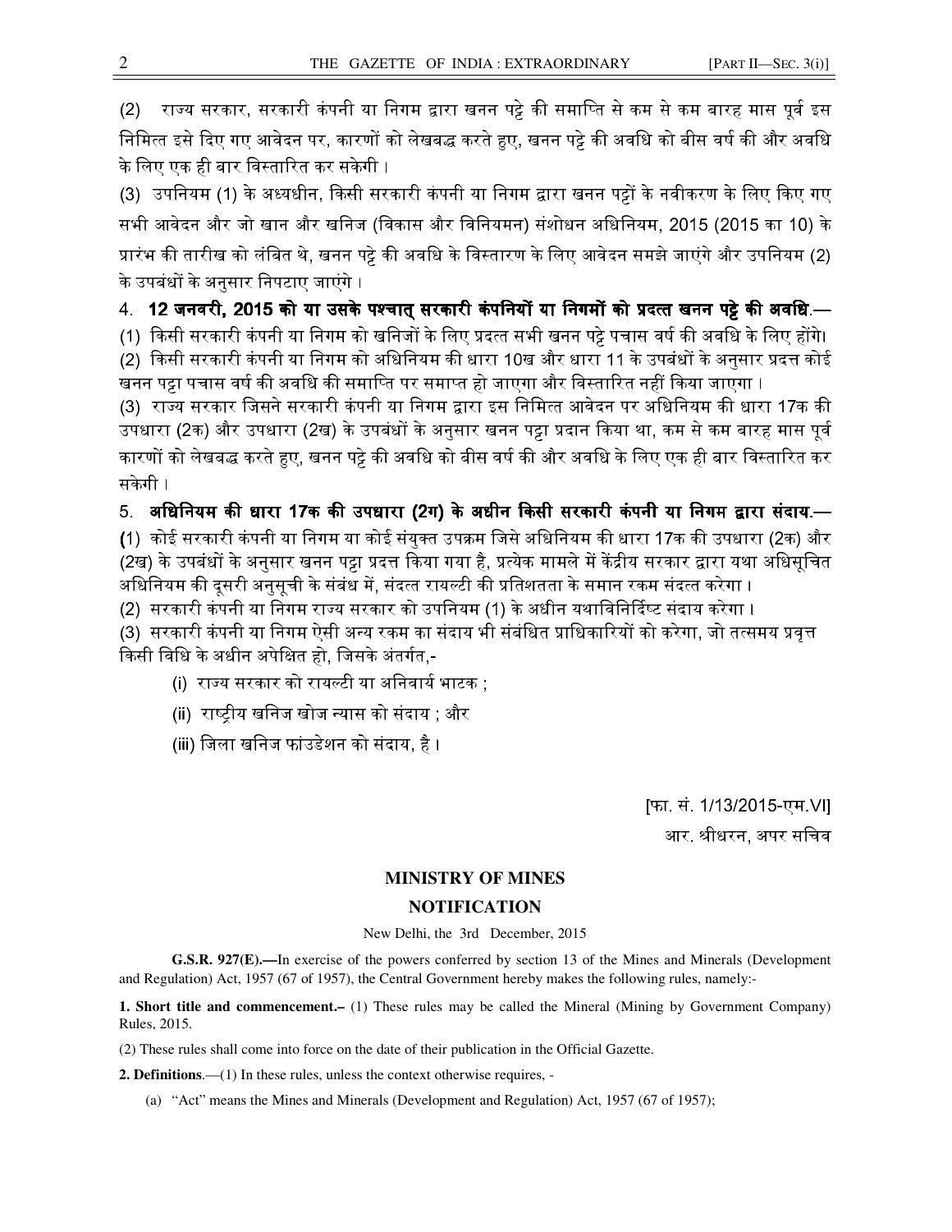(2) राज्य सरकार, सरकारी कंपनी या निगम द्वारा खनन पट्टे की समाप्ति से कम से कम बारह मास पूर्व इस निमित्त इसे दिए गए आवेदन पर, कारणों को लेखबद्ध करते हुए, खनन पट्टे की अवधि को बीस वर्ष की और अवधि के लिए एक ही बार विस्तारित कर सकेगी ।

(3) उपनियम (1) के अध्यधीन, किसी सरकारी कंपनी या निगम द्वारा खनन पट्टों के नवीकरण के लिए किए गए सभी आवेदन और जो खान और खनिज (विकास और विनियमन) संशोधन अधिनियम, 2015 (2015 का 10) के प्रारंभ की तारीख को लंबित थे, खनन पट्टे की अवधि के विस्तारण के लिए आवेदन समझे जाएंगे और उपनियम (2) के उपबंधों के अनुसार निपटाए जाएंगे ।

4. **12 जनवरी, 2015 को या उसके पश्चात् सरकारी कंपनियों या निगमों को प्रदत्त खनन पट्टे की अवधि.—** (1) किसी सरकारी कंपनी या निगम को खनिजों के लिए प्रदत्त सभी खनन पट्टे पचास वर्ष की अवधि के लिए होंगे।

(2) किसी सरकारी कंपनी या निगम को अधिनियम की धारा 10ख और धारा 11 के उपबंधों के अनुसार प्रदत्त कोई खनन पट्टा पचास वर्ष की अवधि की समाप्ति पर समाप्त हो जाएगा और विस्तारित नहीं किया जाएगा ।

(3) राज्य सरकार जिसने सरकारी कंपनी या निगम द्वारा इस निमित्त आवेदन पर अधिनियम की धारा 17क की उपधारा (2क) और उपधारा (2ख) के उपबंधों के अनुसार खनन पट्टा प्रदान किया था, कम से कम बारह मास पूर्व कारणों को लेखबद्ध करते हुए, खनन पट्टे की अवधि को बीस वर्ष की और अवधि के लिए एक ही बार विस्तारित कर सकेगी ।

5. **अधिनियम की धारा 17क की उपधारा (2ग) के अधीन किसी सरकारी कंपनी या निगम द्वारा संदाय.—** (1) कोई सरकारी कंपनी या निगम या कोई संयुक्त उपक्रम जिसे अधिनियम की धारा 17क की उपधारा (2क) और (2ख) के उपबंधों के अनुसार खनन पट्टा प्रदत्त किया गया है, प्रत्येक मामले में केंद्रीय सरकार द्वारा यथा अधिसूचित अधिनियम की दूसरी अनुसूची के संबंध में, संदत्त रायल्टी की प्रतिशतता के समान रकम संदत्त करेगा ।

(2) सरकारी कंपनी या निगम राज्य सरकार को उपनियम (1) के अधीन यथाविनिर्दिष्ट संदाय करेगा ।

(3) सरकारी कंपनी या निगम ऐसी अन्य रकम का संदाय भी संबंधित प्राधिकारियों को करेगा, जो तत्समय प्रवृत्त किसी विधि के अधीन अपेक्षित हो, जिसके अंतर्गत,-

(i) राज्य सरकार को रायल्टी या अनिवार्य भाटक ;

(ii) राष्ट्रीय खनिज खोज न्यास को संदाय ; और

(iii) जिला खनिज फांउडेशन को संदाय, है ।

[फा. सं. 1/13/2015-एम.VI]

आर. श्रीधरन, अपर सचिव

## MINISTRY OF MINES

## NOTIFICATION

New Delhi, the 3rd December, 2015

**G.S.R. 927(E).—**In exercise of the powers conferred by section 13 of the Mines and Minerals (Development and Regulation) Act, 1957 (67 of 1957), the Central Government hereby makes the following rules, namely:-

**1. Short title and commencement.–** (1) These rules may be called the Mineral (Mining by Government Company) Rules, 2015.

(2) These rules shall come into force on the date of their publication in the Official Gazette.

**2. Definitions**.—(1) In these rules, unless the context otherwise requires, -

(a) "Act" means the Mines and Minerals (Development and Regulation) Act, 1957 (67 of 1957);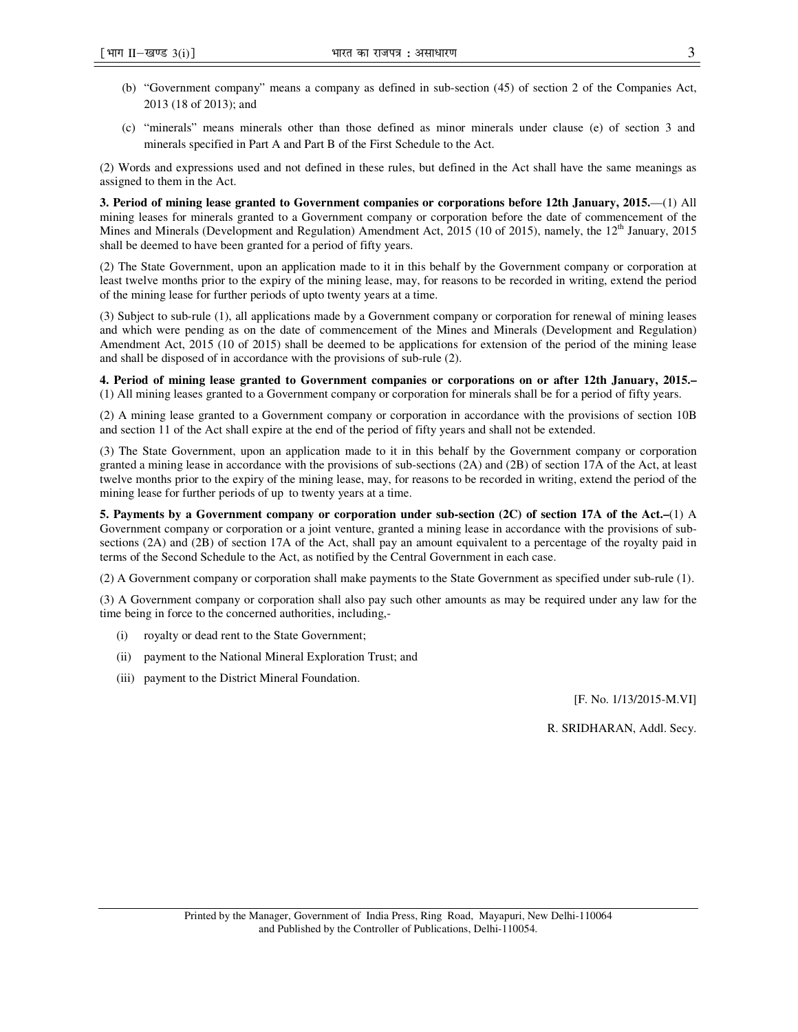(b) "Government company" means a company as defined in sub-section (45) of section 2 of the Companies Act, 2013 (18 of 2013); and

(c) "minerals" means minerals other than those defined as minor minerals under clause (e) of section 3 and minerals specified in Part A and Part B of the First Schedule to the Act.

(2) Words and expressions used and not defined in these rules, but defined in the Act shall have the same meanings as assigned to them in the Act.

**3. Period of mining lease granted to Government companies or corporations before 12th January, 2015.**—(1) All mining leases for minerals granted to a Government company or corporation before the date of commencement of the Mines and Minerals (Development and Regulation) Amendment Act, 2015 (10 of 2015), namely, the 12th January, 2015 shall be deemed to have been granted for a period of fifty years.

(2) The State Government, upon an application made to it in this behalf by the Government company or corporation at least twelve months prior to the expiry of the mining lease, may, for reasons to be recorded in writing, extend the period of the mining lease for further periods of upto twenty years at a time.

(3) Subject to sub-rule (1), all applications made by a Government company or corporation for renewal of mining leases and which were pending as on the date of commencement of the Mines and Minerals (Development and Regulation) Amendment Act, 2015 (10 of 2015) shall be deemed to be applications for extension of the period of the mining lease and shall be disposed of in accordance with the provisions of sub-rule (2).

**4. Period of mining lease granted to Government companies or corporations on or after 12th January, 2015.–** (1) All mining leases granted to a Government company or corporation for minerals shall be for a period of fifty years.

(2) A mining lease granted to a Government company or corporation in accordance with the provisions of section 10B and section 11 of the Act shall expire at the end of the period of fifty years and shall not be extended.

(3) The State Government, upon an application made to it in this behalf by the Government company or corporation granted a mining lease in accordance with the provisions of sub-sections (2A) and (2B) of section 17A of the Act, at least twelve months prior to the expiry of the mining lease, may, for reasons to be recorded in writing, extend the period of the mining lease for further periods of up to twenty years at a time.

**5. Payments by a Government company or corporation under sub-section (2C) of section 17A of the Act.–**(1) A Government company or corporation or a joint venture, granted a mining lease in accordance with the provisions of sub-sections (2A) and (2B) of section 17A of the Act, shall pay an amount equivalent to a percentage of the royalty paid in terms of the Second Schedule to the Act, as notified by the Central Government in each case.

(2) A Government company or corporation shall make payments to the State Government as specified under sub-rule (1).

(3) A Government company or corporation shall also pay such other amounts as may be required under any law for the time being in force to the concerned authorities, including,-

(i) royalty or dead rent to the State Government;

(ii) payment to the National Mineral Exploration Trust; and

(iii) payment to the District Mineral Foundation.

[F. No. 1/13/2015-M.VI]

R. SRIDHARAN, Addl. Secy.

Printed by the Manager, Government of India Press, Ring Road, Mayapuri, New Delhi-110064 and Published by the Controller of Publications, Delhi-110054.